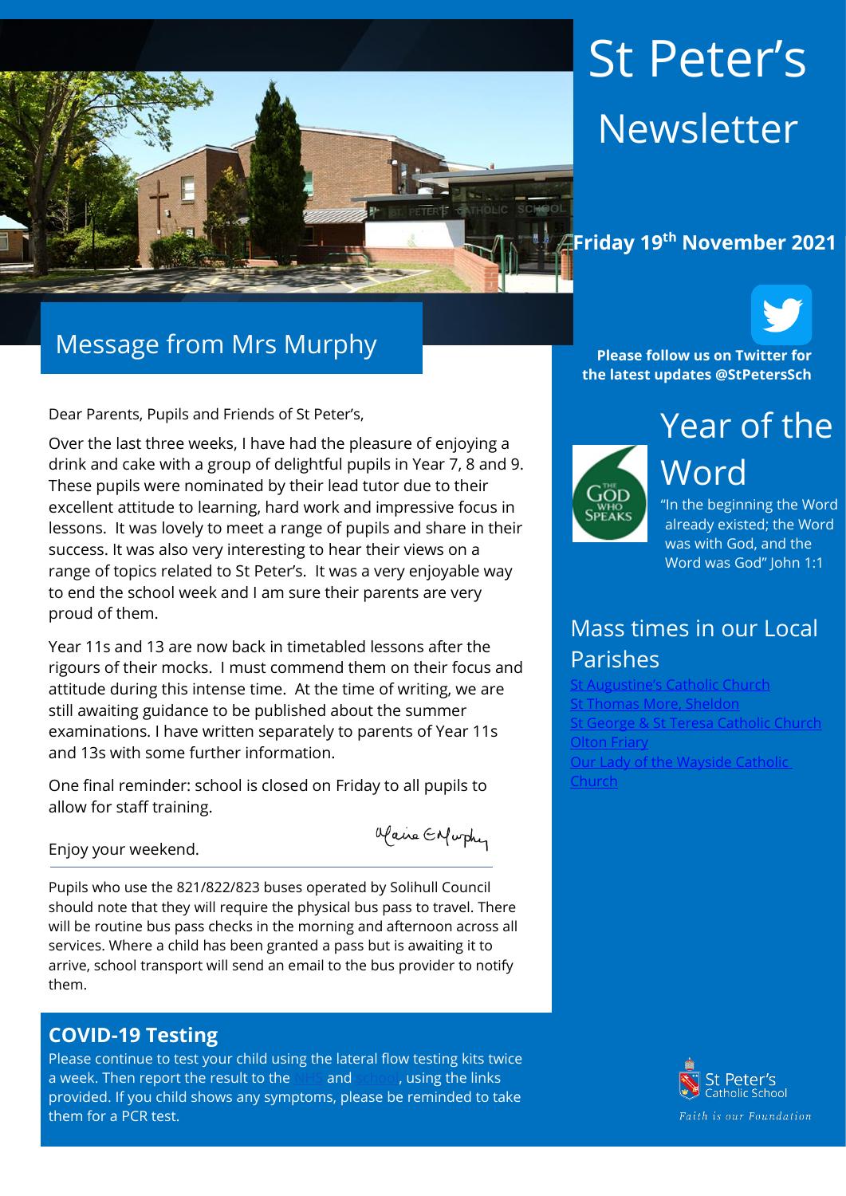# St Peter's Newsletter

**Friday 19th November 2021**

**Please follow us on Twitter for the latest updates @StPetersSch**

## Message from Mrs Murphy

Dear Parents, Pupils and Friends of St Peter's,

Over the last three weeks, I have had the pleasure of enjoying a drink and cake with a group of delightful pupils in Year 7, 8 and 9. These pupils were nominated by their lead tutor due to their excellent attitude to learning, hard work and impressive focus in lessons. It was lovely to meet a range of pupils and share in their success. It was also very interesting to hear their views on a range of topics related to St Peter's. It was a very enjoyable way to end the school week and I am sure their parents are very proud of them.

Year 11s and 13 are now back in timetabled lessons after the rigours of their mocks. I must commend them on their focus and attitude during this intense time. At the time of writing, we are still awaiting guidance to be published about the summer examinations. I have written separately to parents of Year 11s and 13s with some further information.

One final reminder: school is closed on Friday to all pupils to allow for staff training.

Enjoy your weekend.

Claire E Murphy

---

Pupils who use the 821/822/823 buses operated by Solihull Council should note that they will require the physical bus pass to travel. There will be routine bus pass checks in the morning and afternoon across all services. Where a child has been granted a pass but is awaiting it to arrive, school transport will send an email to the bus provider to notify them.

## COVID-19 Testing

Please continue to test your child using the lateral flow testing kits twice a week. Then report the result to the NHS and school, using the links provided. If you child shows any symptoms, please be reminded to take them for a PCR test.

## Year of the Word

THE GOD WHO SPEAKS

"In the beginning the Word already existed; the Word was with God, and the Word was God" John 1:1

## Mass times in our Local Parishes

- St Augustine's Catholic Church
- St Thomas More, Sheldon
- St George & St Teresa Catholic Church
- Olton Friary
- Our Lady of the Wayside Catholic Church

St Peter's Catholic School

*Faith is our Foundation*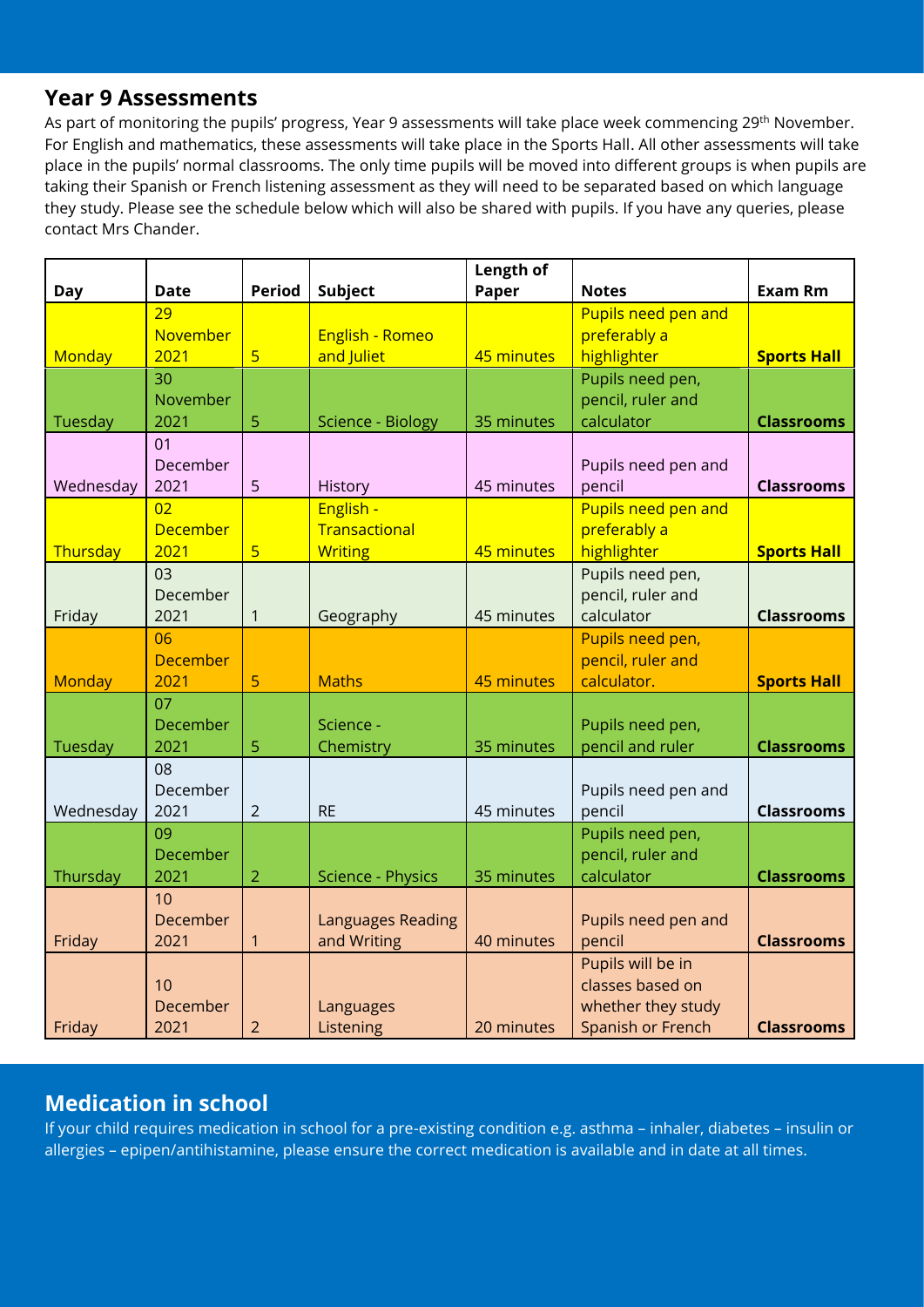## Year 9 Assessments

As part of monitoring the pupils' progress, Year 9 assessments will take place week commencing 29th November. For English and mathematics, these assessments will take place in the Sports Hall. All other assessments will take place in the pupils' normal classrooms. The only time pupils will be moved into different groups is when pupils are taking their Spanish or French listening assessment as they will need to be separated based on which language they study. Please see the schedule below which will also be shared with pupils. If you have any queries, please contact Mrs Chander.

| Day | Date | Period | Subject | Length of Paper | Notes | Exam Rm |
|---|---|---|---|---|---|---|
| Monday | 29 November 2021 | 5 | English - Romeo and Juliet | 45 minutes | Pupils need pen and preferably a highlighter | **Sports Hall** |
| Tuesday | 30 November 2021 | 5 | Science - Biology | 35 minutes | Pupils need pen, pencil, ruler and calculator | **Classrooms** |
| Wednesday | 01 December 2021 | 5 | History | 45 minutes | Pupils need pen and pencil | **Classrooms** |
| Thursday | 02 December 2021 | 5 | English - Transactional Writing | 45 minutes | Pupils need pen and preferably a highlighter | **Sports Hall** |
| Friday | 03 December 2021 | 1 | Geography | 45 minutes | Pupils need pen, pencil, ruler and calculator | **Classrooms** |
| Monday | 06 December 2021 | 5 | Maths | 45 minutes | Pupils need pen, pencil, ruler and calculator. | **Sports Hall** |
| Tuesday | 07 December 2021 | 5 | Science - Chemistry | 35 minutes | Pupils need pen, pencil and ruler | **Classrooms** |
| Wednesday | 08 December 2021 | 2 | RE | 45 minutes | Pupils need pen and pencil | **Classrooms** |
| Thursday | 09 December 2021 | 2 | Science - Physics | 35 minutes | Pupils need pen, pencil, ruler and calculator | **Classrooms** |
| Friday | 10 December 2021 | 1 | Languages Reading and Writing | 40 minutes | Pupils need pen and pencil | **Classrooms** |
| Friday | 10 December 2021 | 2 | Languages Listening | 20 minutes | Pupils will be in classes based on whether they study Spanish or French | **Classrooms** |

## Medication in school

If your child requires medication in school for a pre-existing condition e.g. asthma – inhaler, diabetes – insulin or allergies – epipen/antihistamine, please ensure the correct medication is available and in date at all times.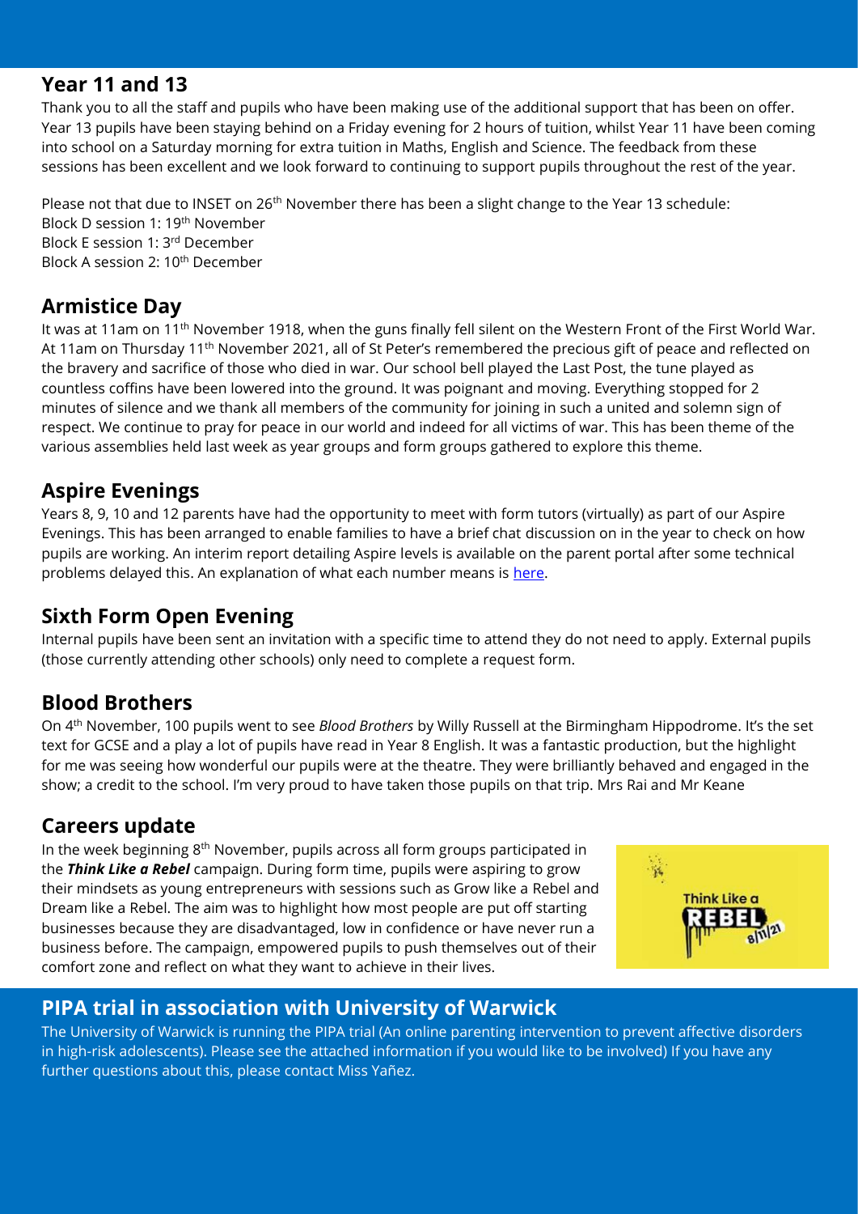## Year 11 and 13

Thank you to all the staff and pupils who have been making use of the additional support that has been on offer. Year 13 pupils have been staying behind on a Friday evening for 2 hours of tuition, whilst Year 11 have been coming into school on a Saturday morning for extra tuition in Maths, English and Science. The feedback from these sessions has been excellent and we look forward to continuing to support pupils throughout the rest of the year.

Please not that due to INSET on 26th November there has been a slight change to the Year 13 schedule:
Block D session 1: 19th November
Block E session 1: 3rd December
Block A session 2: 10th December

## Armistice Day

It was at 11am on 11th November 1918, when the guns finally fell silent on the Western Front of the First World War. At 11am on Thursday 11th November 2021, all of St Peter's remembered the precious gift of peace and reflected on the bravery and sacrifice of those who died in war. Our school bell played the Last Post, the tune played as countless coffins have been lowered into the ground. It was poignant and moving. Everything stopped for 2 minutes of silence and we thank all members of the community for joining in such a united and solemn sign of respect. We continue to pray for peace in our world and indeed for all victims of war. This has been theme of the various assemblies held last week as year groups and form groups gathered to explore this theme.

## Aspire Evenings

Years 8, 9, 10 and 12 parents have had the opportunity to meet with form tutors (virtually) as part of our Aspire Evenings. This has been arranged to enable families to have a brief chat discussion on in the year to check on how pupils are working. An interim report detailing Aspire levels is available on the parent portal after some technical problems delayed this. An explanation of what each number means is here.

## Sixth Form Open Evening

Internal pupils have been sent an invitation with a specific time to attend they do not need to apply. External pupils (those currently attending other schools) only need to complete a request form.

## Blood Brothers

On 4th November, 100 pupils went to see *Blood Brothers* by Willy Russell at the Birmingham Hippodrome. It's the set text for GCSE and a play a lot of pupils have read in Year 8 English. It was a fantastic production, but the highlight for me was seeing how wonderful our pupils were at the theatre. They were brilliantly behaved and engaged in the show; a credit to the school. I'm very proud to have taken those pupils on that trip. Mrs Rai and Mr Keane

## Careers update

In the week beginning 8th November, pupils across all form groups participated in the ***Think Like a Rebel*** campaign. During form time, pupils were aspiring to grow their mindsets as young entrepreneurs with sessions such as Grow like a Rebel and Dream like a Rebel. The aim was to highlight how most people are put off starting businesses because they are disadvantaged, low in confidence or have never run a business before. The campaign, empowered pupils to push themselves out of their comfort zone and reflect on what they want to achieve in their lives.

## PIPA trial in association with University of Warwick

The University of Warwick is running the PIPA trial (An online parenting intervention to prevent affective disorders in high-risk adolescents). Please see the attached information if you would like to be involved) If you have any further questions about this, please contact Miss Yañez.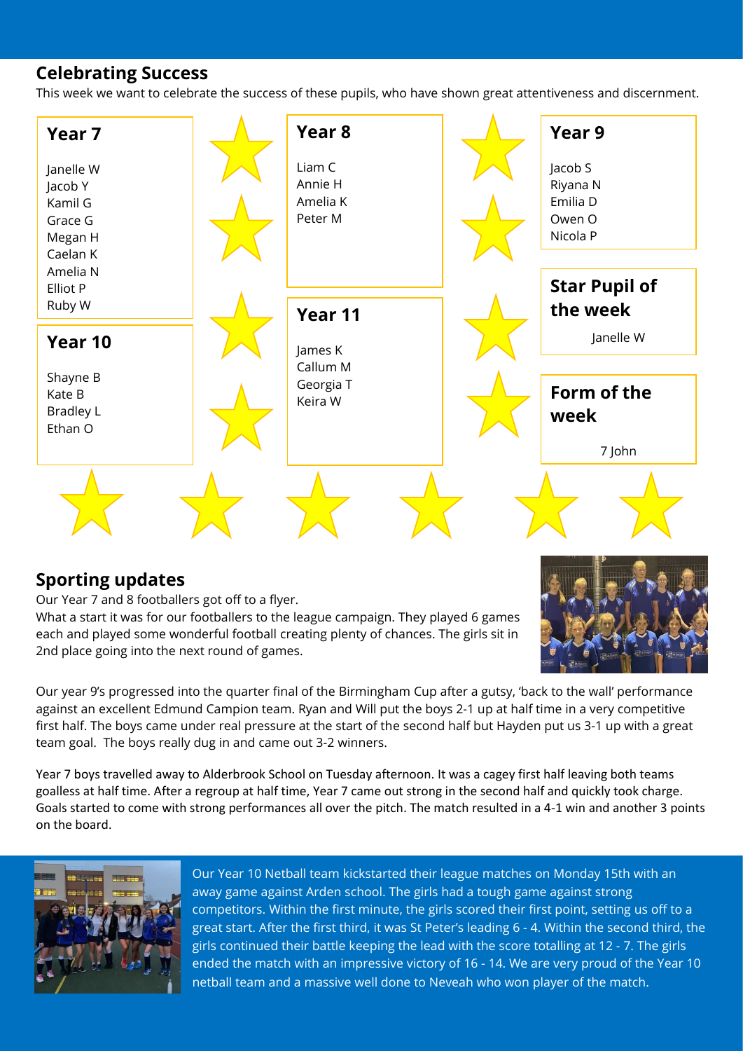## Celebrating Success

This week we want to celebrate the success of these pupils, who have shown great attentiveness and discernment.

### Year 7

Janelle W
Jacob Y
Kamil G
Grace G
Megan H
Caelan K
Amelia N
Elliot P
Ruby W

### Year 8

Liam C
Annie H
Amelia K
Peter M

### Year 9

Jacob S
Riyana N
Emilia D
Owen O
Nicola P

### Year 10

Shayne B
Kate B
Bradley L
Ethan O

### Year 11

James K
Callum M
Georgia T
Keira W

### Star Pupil of the week

Janelle W

### Form of the week

7 John

## Sporting updates

Our Year 7 and 8 footballers got off to a flyer.

What a start it was for our footballers to the league campaign. They played 6 games each and played some wonderful football creating plenty of chances. The girls sit in 2nd place going into the next round of games.

Our year 9's progressed into the quarter final of the Birmingham Cup after a gutsy, 'back to the wall' performance against an excellent Edmund Campion team. Ryan and Will put the boys 2-1 up at half time in a very competitive first half. The boys came under real pressure at the start of the second half but Hayden put us 3-1 up with a great team goal. The boys really dug in and came out 3-2 winners.

Year 7 boys travelled away to Alderbrook School on Tuesday afternoon. It was a cagey first half leaving both teams goalless at half time. After a regroup at half time, Year 7 came out strong in the second half and quickly took charge. Goals started to come with strong performances all over the pitch. The match resulted in a 4-1 win and another 3 points on the board.

Our Year 10 Netball team kickstarted their league matches on Monday 15th with an away game against Arden school. The girls had a tough game against strong competitors. Within the first minute, the girls scored their first point, setting us off to a great start. After the first third, it was St Peter's leading 6 - 4. Within the second third, the girls continued their battle keeping the lead with the score totalling at 12 - 7. The girls ended the match with an impressive victory of 16 - 14. We are very proud of the Year 10 netball team and a massive well done to Neveah who won player of the match.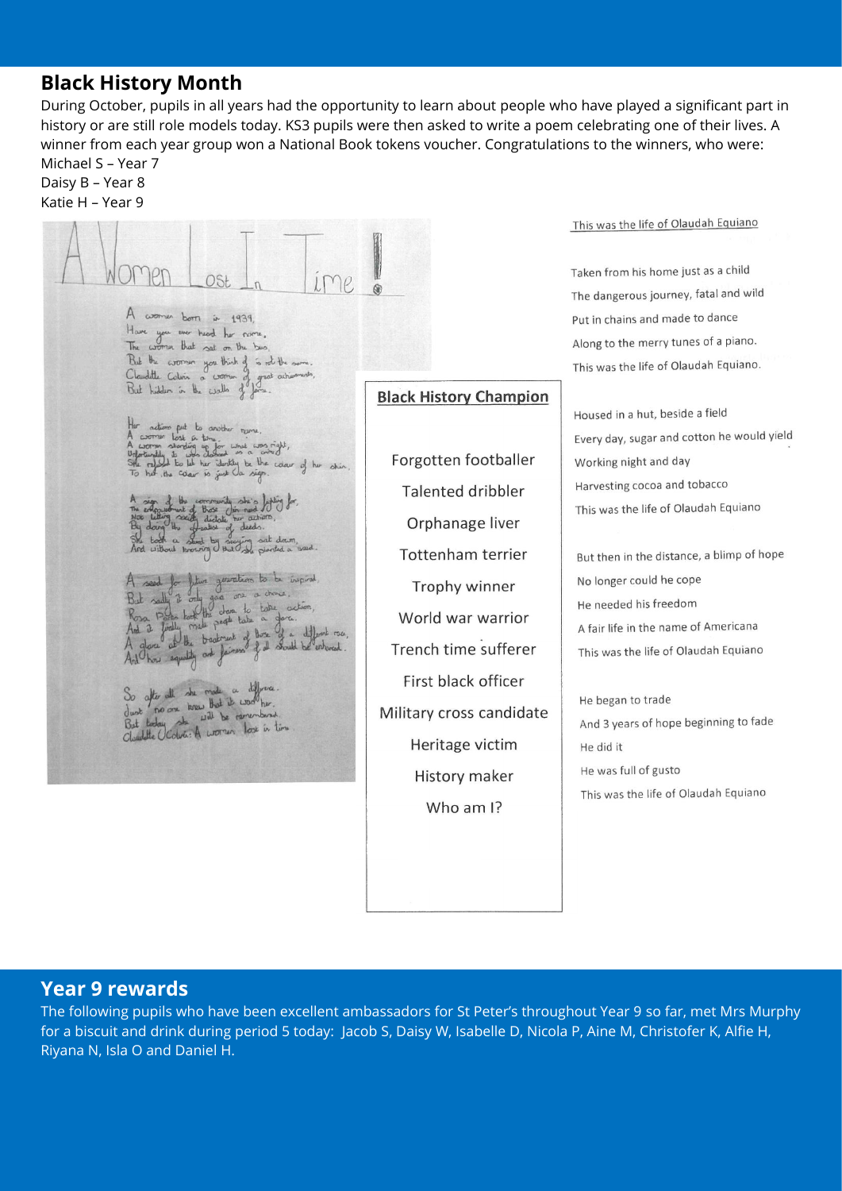## Black History Month

During October, pupils in all years had the opportunity to learn about people who have played a significant part in history or are still role models today. KS3 pupils were then asked to write a poem celebrating one of their lives. A winner from each year group won a National Book tokens voucher. Congratulations to the winners, who were:

Michael S – Year 7
Daisy B – Year 8
Katie H – Year 9

### A Women Lost In Time!

A woman born in 1939,
Have you ever heard her name,
The woman that sat on the bus,
But the woman you think of is not the same.
Claudette Colvin a woman of great achievements,
But hidden in the walls of fame.

Her actions put to another name,
A woman lost in time.
A woman standing up for what was right,
Unfortunately it was classed as a crime.
She refused to let her identity be the colour of her skin,
To her the colour is just a sign.

A sign of the community she's fighting for,
The empowerment of those she need,
Not letting society dictate her actions,
By doing the greatest of deeds.
She took a stand by saying sat down,
And without knowing that she planted a seed.

A seed for future generations to be inspired,
But sadly it only gave one a chance,
Rosa Parks took the chance to take action,
And it finally made people take a glance.
A glance at the treatment of those of a different race,
And how equality and fairness of all should be enhanced.

So after all she made a difference.
Just no one knew that it was her.
But today she will be remembered.
Claudette Colvin: A woman lost in time.

### Black History Champion

Forgotten footballer
Talented dribbler
Orphanage liver
Tottenham terrier
Trophy winner
World war warrior
Trench time sufferer
First black officer
Military cross candidate
Heritage victim
History maker
Who am I?

### This was the life of Olaudah Equiano

Taken from his home just as a child
The dangerous journey, fatal and wild
Put in chains and made to dance
Along to the merry tunes of a piano.
This was the life of Olaudah Equiano.

Housed in a hut, beside a field
Every day, sugar and cotton he would yield
Working night and day
Harvesting cocoa and tobacco
This was the life of Olaudah Equiano

But then in the distance, a blimp of hope
No longer could he cope
He needed his freedom
A fair life in the name of Americana
This was the life of Olaudah Equiano

He began to trade
And 3 years of hope beginning to fade
He did it
He was full of gusto
This was the life of Olaudah Equiano

## Year 9 rewards

The following pupils who have been excellent ambassadors for St Peter's throughout Year 9 so far, met Mrs Murphy for a biscuit and drink during period 5 today: Jacob S, Daisy W, Isabelle D, Nicola P, Aine M, Christofer K, Alfie H, Riyana N, Isla O and Daniel H.